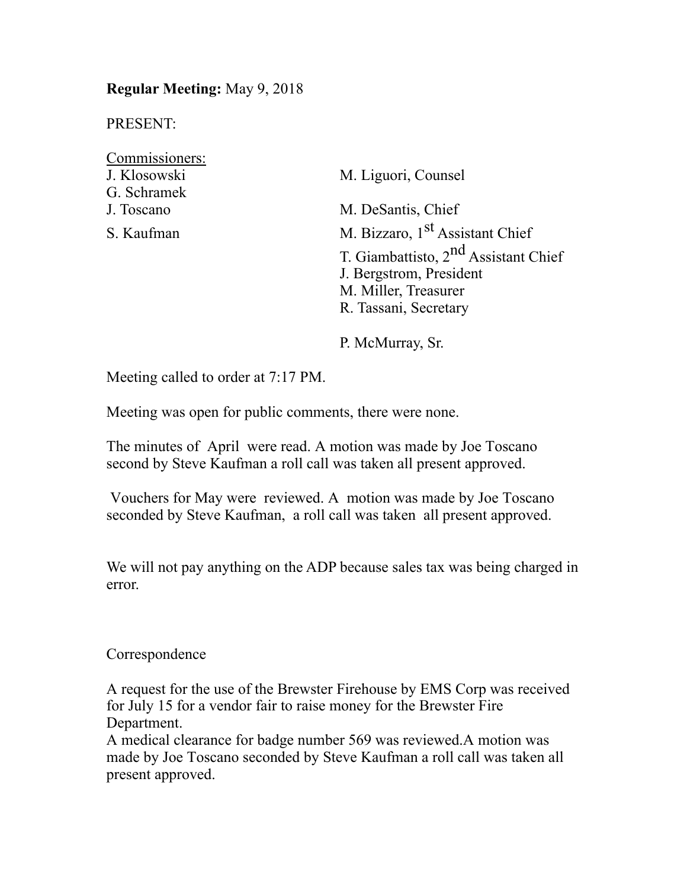**Regular Meeting:** May 9, 2018

PRESENT:

Commissioners:

| | |
|---|---|
| J. Klosowski | M. Liguori, Counsel |
| G. Schramek | |
| J. Toscano | M. DeSantis, Chief |
| S. Kaufman | M. Bizzaro, 1st Assistant Chief |
| | T. Giambattisto, 2nd Assistant Chief |
| | J. Bergstrom, President |
| | M. Miller, Treasurer |
| | R. Tassani, Secretary |
| | |
| | P. McMurray, Sr. |

Meeting called to order at 7:17 PM.

Meeting was open for public comments, there were none.

The minutes of April were read. A motion was made by Joe Toscano second by Steve Kaufman a roll call was taken all present approved.

Vouchers for May were reviewed. A motion was made by Joe Toscano seconded by Steve Kaufman, a roll call was taken all present approved.

We will not pay anything on the ADP because sales tax was being charged in error.

Correspondence

A request for the use of the Brewster Firehouse by EMS Corp was received for July 15 for a vendor fair to raise money for the Brewster Fire Department.

A medical clearance for badge number 569 was reviewed.A motion was made by Joe Toscano seconded by Steve Kaufman a roll call was taken all present approved.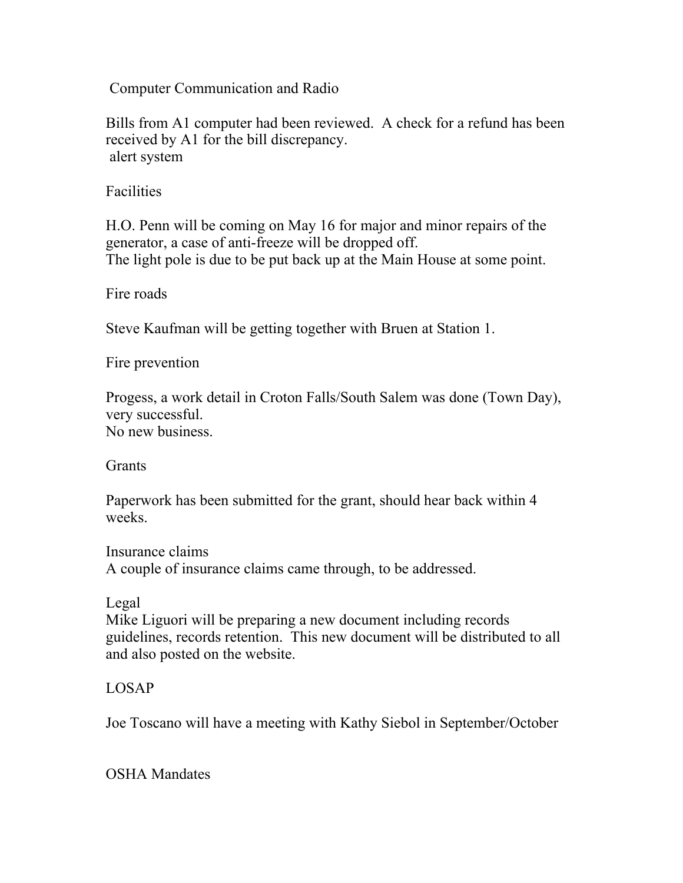## Computer Communication and Radio

Bills from A1 computer had been reviewed. A check for a refund has been received by A1 for the bill discrepancy.
alert system

## Facilities

H.O. Penn will be coming on May 16 for major and minor repairs of the generator, a case of anti-freeze will be dropped off.
The light pole is due to be put back up at the Main House at some point.

## Fire roads

Steve Kaufman will be getting together with Bruen at Station 1.

## Fire prevention

Progess, a work detail in Croton Falls/South Salem was done (Town Day), very successful.
No new business.

## Grants

Paperwork has been submitted for the grant, should hear back within 4 weeks.

## Insurance claims

A couple of insurance claims came through, to be addressed.

## Legal

Mike Liguori will be preparing a new document including records guidelines, records retention. This new document will be distributed to all and also posted on the website.

## LOSAP

Joe Toscano will have a meeting with Kathy Siebol in September/October

## OSHA Mandates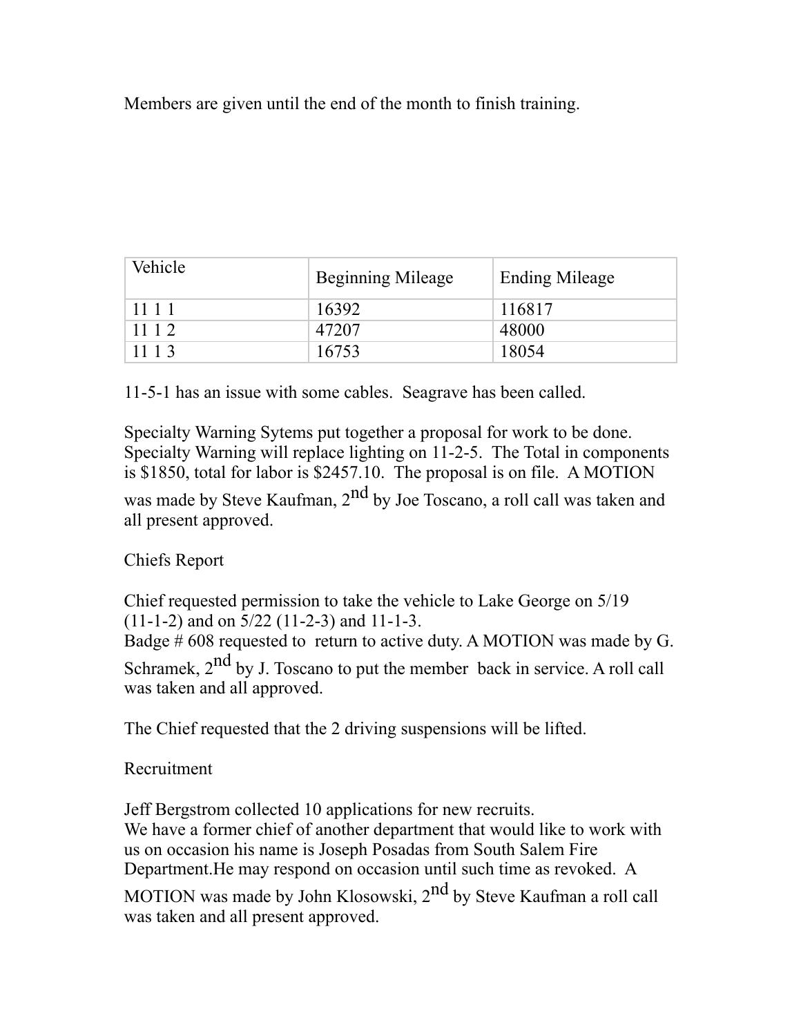Members are given until the end of the month to finish training.

| Vehicle | Beginning Mileage | Ending Mileage |
| --- | --- | --- |
| 11 1 1 | 16392 | 116817 |
| 11 1 2 | 47207 | 48000 |
| 11 1 3 | 16753 | 18054 |

11-5-1 has an issue with some cables. Seagrave has been called.

Specialty Warning Sytems put together a proposal for work to be done. Specialty Warning will replace lighting on 11-2-5. The Total in components is $1850, total for labor is $2457.10. The proposal is on file. A MOTION was made by Steve Kaufman, 2nd by Joe Toscano, a roll call was taken and all present approved.

Chiefs Report

Chief requested permission to take the vehicle to Lake George on 5/19 (11-1-2) and on 5/22 (11-2-3) and 11-1-3.
Badge # 608 requested to return to active duty. A MOTION was made by G. Schramek, 2nd by J. Toscano to put the member back in service. A roll call was taken and all approved.

The Chief requested that the 2 driving suspensions will be lifted.

Recruitment

Jeff Bergstrom collected 10 applications for new recruits.
We have a former chief of another department that would like to work with us on occasion his name is Joseph Posadas from South Salem Fire Department.He may respond on occasion until such time as revoked. A MOTION was made by John Klosowski, 2nd by Steve Kaufman a roll call was taken and all present approved.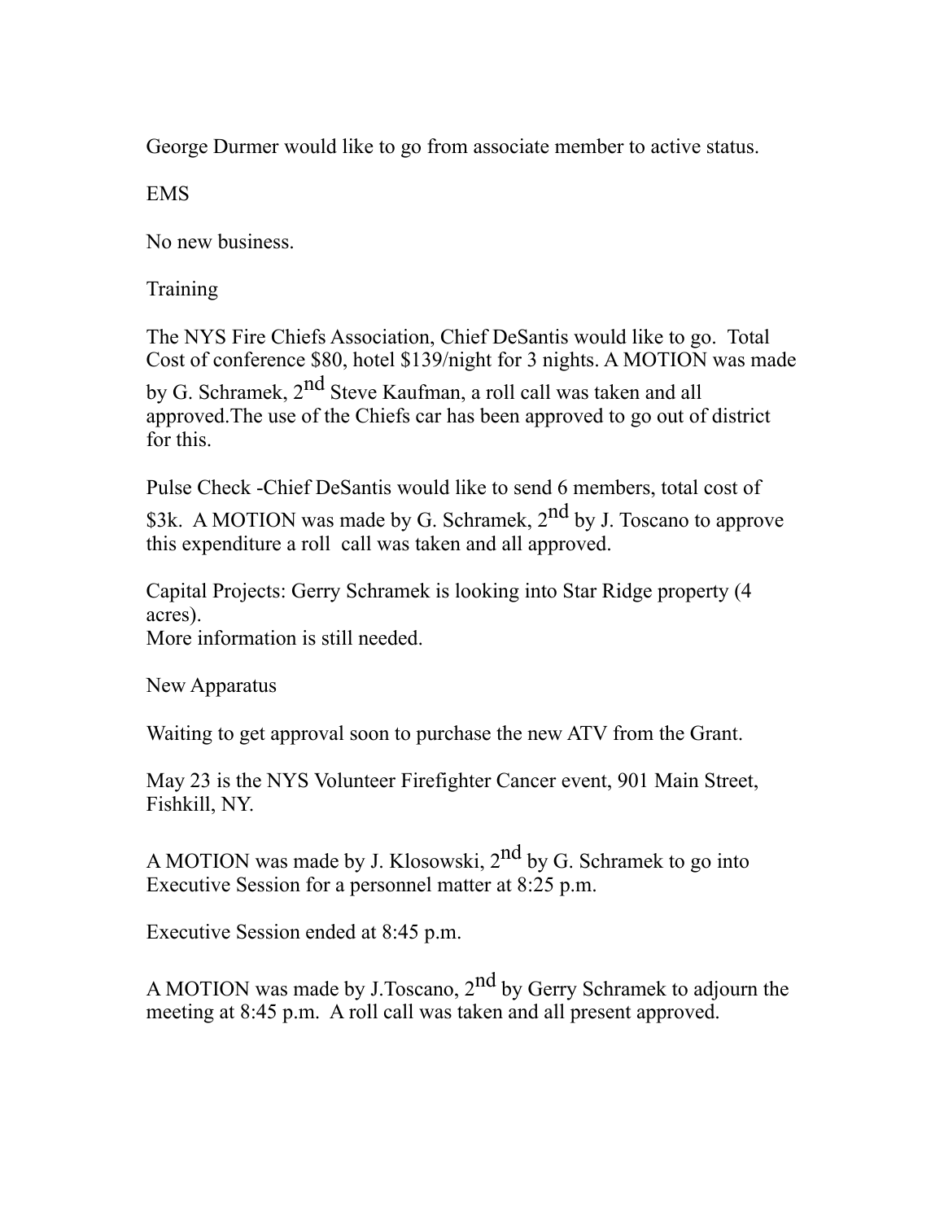George Durmer would like to go from associate member to active status.

EMS

No new business.

Training

The NYS Fire Chiefs Association, Chief DeSantis would like to go. Total Cost of conference $80, hotel $139/night for 3 nights. A MOTION was made by G. Schramek, 2nd Steve Kaufman, a roll call was taken and all approved.The use of the Chiefs car has been approved to go out of district for this.

Pulse Check -Chief DeSantis would like to send 6 members, total cost of $3k. A MOTION was made by G. Schramek, 2nd by J. Toscano to approve this expenditure a roll call was taken and all approved.

Capital Projects: Gerry Schramek is looking into Star Ridge property (4 acres).
More information is still needed.

New Apparatus

Waiting to get approval soon to purchase the new ATV from the Grant.

May 23 is the NYS Volunteer Firefighter Cancer event, 901 Main Street, Fishkill, NY.

A MOTION was made by J. Klosowski, 2nd by G. Schramek to go into Executive Session for a personnel matter at 8:25 p.m.

Executive Session ended at 8:45 p.m.

A MOTION was made by J.Toscano, 2nd by Gerry Schramek to adjourn the meeting at 8:45 p.m. A roll call was taken and all present approved.